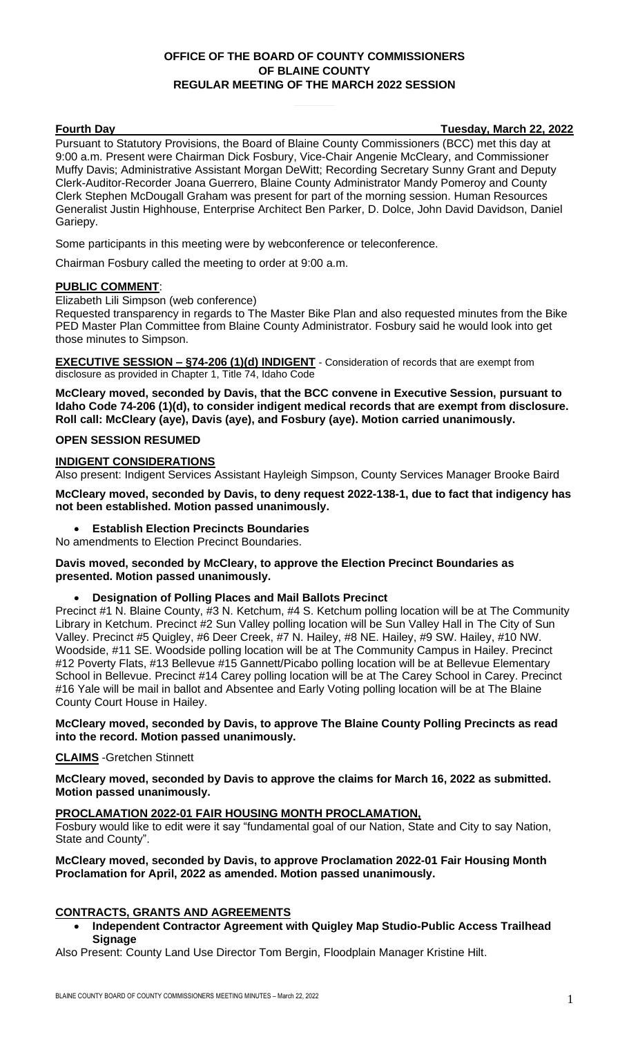**OFFICE OF THE BOARD OF COUNTY COMMISSIONERS**
**OF BLAINE COUNTY**
**REGULAR MEETING OF THE MARCH 2022 SESSION**

**Fourth Day** **Tuesday, March 22, 2022**

Pursuant to Statutory Provisions, the Board of Blaine County Commissioners (BCC) met this day at 9:00 a.m. Present were Chairman Dick Fosbury, Vice-Chair Angenie McCleary, and Commissioner Muffy Davis; Administrative Assistant Morgan DeWitt; Recording Secretary Sunny Grant and Deputy Clerk-Auditor-Recorder Joana Guerrero, Blaine County Administrator Mandy Pomeroy and County Clerk Stephen McDougall Graham was present for part of the morning session. Human Resources Generalist Justin Highhouse, Enterprise Architect Ben Parker, D. Dolce, John David Davidson, Daniel Gariepy.

Some participants in this meeting were by webconference or teleconference.

Chairman Fosbury called the meeting to order at 9:00 a.m.

**PUBLIC COMMENT**:

Elizabeth Lili Simpson (web conference)

Requested transparency in regards to The Master Bike Plan and also requested minutes from the Bike PED Master Plan Committee from Blaine County Administrator. Fosbury said he would look into get those minutes to Simpson.

**EXECUTIVE SESSION – §74-206 (1)(d) INDIGENT** - Consideration of records that are exempt from disclosure as provided in Chapter 1, Title 74, Idaho Code

**McCleary moved, seconded by Davis, that the BCC convene in Executive Session, pursuant to Idaho Code 74-206 (1)(d), to consider indigent medical records that are exempt from disclosure. Roll call: McCleary (aye), Davis (aye), and Fosbury (aye). Motion carried unanimously.**

**OPEN SESSION RESUMED**

**INDIGENT CONSIDERATIONS**

Also present: Indigent Services Assistant Hayleigh Simpson, County Services Manager Brooke Baird

**McCleary moved, seconded by Davis, to deny request 2022-138-1, due to fact that indigency has not been established. Motion passed unanimously.**

- **Establish Election Precincts Boundaries**

No amendments to Election Precinct Boundaries.

**Davis moved, seconded by McCleary, to approve the Election Precinct Boundaries as presented. Motion passed unanimously.**

- **Designation of Polling Places and Mail Ballots Precinct**

Precinct #1 N. Blaine County, #3 N. Ketchum, #4 S. Ketchum polling location will be at The Community Library in Ketchum. Precinct #2 Sun Valley polling location will be Sun Valley Hall in The City of Sun Valley. Precinct #5 Quigley, #6 Deer Creek, #7 N. Hailey, #8 NE. Hailey, #9 SW. Hailey, #10 NW. Woodside, #11 SE. Woodside polling location will be at The Community Campus in Hailey. Precinct #12 Poverty Flats, #13 Bellevue #15 Gannett/Picabo polling location will be at Bellevue Elementary School in Bellevue. Precinct #14 Carey polling location will be at The Carey School in Carey. Precinct #16 Yale will be mail in ballot and Absentee and Early Voting polling location will be at The Blaine County Court House in Hailey.

**McCleary moved, seconded by Davis, to approve The Blaine County Polling Precincts as read into the record. Motion passed unanimously.**

**CLAIMS** -Gretchen Stinnett

**McCleary moved, seconded by Davis to approve the claims for March 16, 2022 as submitted. Motion passed unanimously.**

**PROCLAMATION 2022-01 FAIR HOUSING MONTH PROCLAMATION,**

Fosbury would like to edit were it say "fundamental goal of our Nation, State and City to say Nation, State and County".

**McCleary moved, seconded by Davis, to approve Proclamation 2022-01 Fair Housing Month Proclamation for April, 2022 as amended. Motion passed unanimously.**

**CONTRACTS, GRANTS AND AGREEMENTS**

- **Independent Contractor Agreement with Quigley Map Studio-Public Access Trailhead Signage**

Also Present: County Land Use Director Tom Bergin, Floodplain Manager Kristine Hilt.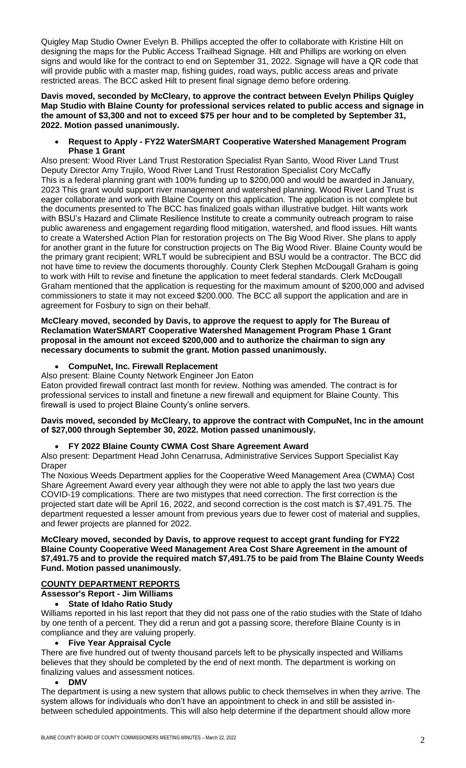Quigley Map Studio Owner Evelyn B. Phillips accepted the offer to collaborate with Kristine Hilt on designing the maps for the Public Access Trailhead Signage. Hilt and Phillips are working on elven signs and would like for the contract to end on September 31, 2022. Signage will have a QR code that will provide public with a master map, fishing guides, road ways, public access areas and private restricted areas. The BCC asked Hilt to present final signage demo before ordering.

**Davis moved, seconded by McCleary, to approve the contract between Evelyn Philips Quigley Map Studio with Blaine County for professional services related to public access and signage in the amount of $3,300 and not to exceed $75 per hour and to be completed by September 31, 2022. Motion passed unanimously.**

- **Request to Apply - FY22 WaterSMART Cooperative Watershed Management Program Phase 1 Grant**

Also present: Wood River Land Trust Restoration Specialist Ryan Santo, Wood River Land Trust Deputy Director Amy Trujilo, Wood River Land Trust Restoration Specialist Cory McCaffy
This is a federal planning grant with 100% funding up to $200,000 and would be awarded in January, 2023 This grant would support river management and watershed planning. Wood River Land Trust is eager collaborate and work with Blaine County on this application. The application is not complete but the documents presented to The BCC has finalized goals withan illustrative budget. Hilt wants work with BSU's Hazard and Climate Resilience Institute to create a community outreach program to raise public awareness and engagement regarding flood mitigation, watershed, and flood issues. Hilt wants to create a Watershed Action Plan for restoration projects on The Big Wood River. She plans to apply for another grant in the future for construction projects on The Big Wood River. Blaine County would be the primary grant recipient; WRLT would be subrecipient and BSU would be a contractor. The BCC did not have time to review the documents thoroughly. County Clerk Stephen McDougall Graham is going to work with Hilt to revise and finetune the application to meet federal standards. Clerk McDougall Graham mentioned that the application is requesting for the maximum amount of $200,000 and advised commissioners to state it may not exceed $200.000. The BCC all support the application and are in agreement for Fosbury to sign on their behalf.

**McCleary moved, seconded by Davis, to approve the request to apply for The Bureau of Reclamation WaterSMART Cooperative Watershed Management Program Phase 1 Grant proposal in the amount not exceed $200,000 and to authorize the chairman to sign any necessary documents to submit the grant. Motion passed unanimously.**

- **CompuNet, Inc. Firewall Replacement**

Also present: Blaine County Network Engineer Jon Eaton
Eaton provided firewall contract last month for review. Nothing was amended. The contract is for professional services to install and finetune a new firewall and equipment for Blaine County. This firewall is used to project Blaine County's online servers.

**Davis moved, seconded by McCleary, to approve the contract with CompuNet, Inc in the amount of $27,000 through September 30, 2022. Motion passed unanimously.**

- **FY 2022 Blaine County CWMA Cost Share Agreement Award**

Also present: Department Head John Cenarrusa, Administrative Services Support Specialist Kay Draper
The Noxious Weeds Department applies for the Cooperative Weed Management Area (CWMA) Cost Share Agreement Award every year although they were not able to apply the last two years due COVID-19 complications. There are two mistypes that need correction. The first correction is the projected start date will be April 16, 2022, and second correction is the cost match is $7,491.75. The department requested a lesser amount from previous years due to fewer cost of material and supplies, and fewer projects are planned for 2022.

**McCleary moved, seconded by Davis, to approve request to accept grant funding for FY22 Blaine County Cooperative Weed Management Area Cost Share Agreement in the amount of $7,491.75 and to provide the required match $7,491.75 to be paid from The Blaine County Weeds Fund. Motion passed unanimously.**

## COUNTY DEPARTMENT REPORTS

### Assessor's Report - Jim Williams

- **State of Idaho Ratio Study**

Williams reported in his last report that they did not pass one of the ratio studies with the State of Idaho by one tenth of a percent. They did a rerun and got a passing score, therefore Blaine County is in compliance and they are valuing properly.

- **Five Year Appraisal Cycle**

There are five hundred out of twenty thousand parcels left to be physically inspected and Williams believes that they should be completed by the end of next month. The department is working on finalizing values and assessment notices.

- **DMV**

The department is using a new system that allows public to check themselves in when they arrive. The system allows for individuals who don't have an appointment to check in and still be assisted in-between scheduled appointments. This will also help determine if the department should allow more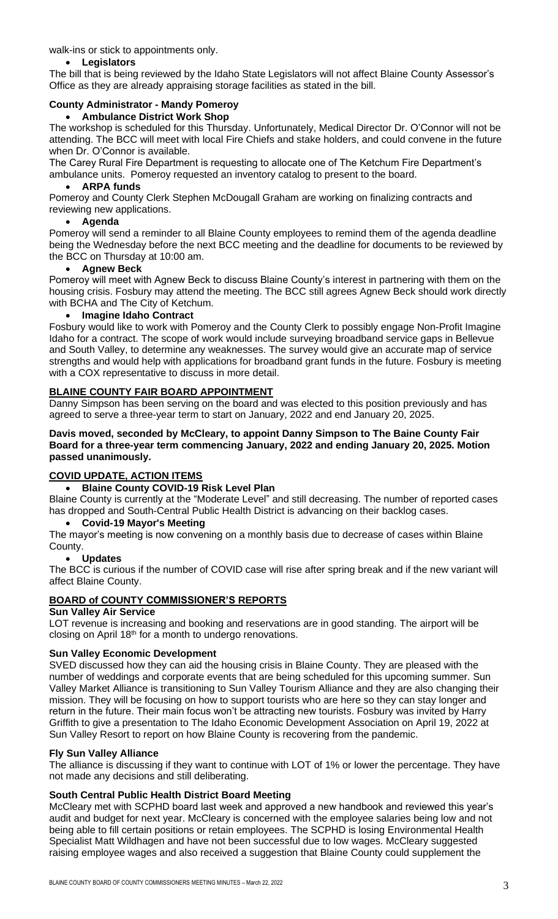walk-ins or stick to appointments only.

- **Legislators**

The bill that is being reviewed by the Idaho State Legislators will not affect Blaine County Assessor's Office as they are already appraising storage facilities as stated in the bill.

### County Administrator - Mandy Pomeroy

- **Ambulance District Work Shop**

The workshop is scheduled for this Thursday. Unfortunately, Medical Director Dr. O'Connor will not be attending. The BCC will meet with local Fire Chiefs and stake holders, and could convene in the future when Dr. O'Connor is available.

The Carey Rural Fire Department is requesting to allocate one of The Ketchum Fire Department's ambulance units. Pomeroy requested an inventory catalog to present to the board.

- **ARPA funds**

Pomeroy and County Clerk Stephen McDougall Graham are working on finalizing contracts and reviewing new applications.

- **Agenda**

Pomeroy will send a reminder to all Blaine County employees to remind them of the agenda deadline being the Wednesday before the next BCC meeting and the deadline for documents to be reviewed by the BCC on Thursday at 10:00 am.

- **Agnew Beck**

Pomeroy will meet with Agnew Beck to discuss Blaine County's interest in partnering with them on the housing crisis. Fosbury may attend the meeting. The BCC still agrees Agnew Beck should work directly with BCHA and The City of Ketchum.

- **Imagine Idaho Contract**

Fosbury would like to work with Pomeroy and the County Clerk to possibly engage Non-Profit Imagine Idaho for a contract. The scope of work would include surveying broadband service gaps in Bellevue and South Valley, to determine any weaknesses. The survey would give an accurate map of service strengths and would help with applications for broadband grant funds in the future. Fosbury is meeting with a COX representative to discuss in more detail.

## BLAINE COUNTY FAIR BOARD APPOINTMENT

Danny Simpson has been serving on the board and was elected to this position previously and has agreed to serve a three-year term to start on January, 2022 and end January 20, 2025.

**Davis moved, seconded by McCleary, to appoint Danny Simpson to The Baine County Fair Board for a three-year term commencing January, 2022 and ending January 20, 2025. Motion passed unanimously.**

## COVID UPDATE, ACTION ITEMS

- **Blaine County COVID-19 Risk Level Plan**

Blaine County is currently at the "Moderate Level" and still decreasing. The number of reported cases has dropped and South-Central Public Health District is advancing on their backlog cases.

- **Covid-19 Mayor's Meeting**

The mayor's meeting is now convening on a monthly basis due to decrease of cases within Blaine County.

- **Updates**

The BCC is curious if the number of COVID case will rise after spring break and if the new variant will affect Blaine County.

## BOARD of COUNTY COMMISSIONER'S REPORTS

### Sun Valley Air Service

LOT revenue is increasing and booking and reservations are in good standing. The airport will be closing on April 18th for a month to undergo renovations.

### Sun Valley Economic Development

SVED discussed how they can aid the housing crisis in Blaine County. They are pleased with the number of weddings and corporate events that are being scheduled for this upcoming summer. Sun Valley Market Alliance is transitioning to Sun Valley Tourism Alliance and they are also changing their mission. They will be focusing on how to support tourists who are here so they can stay longer and return in the future. Their main focus won't be attracting new tourists. Fosbury was invited by Harry Griffith to give a presentation to The Idaho Economic Development Association on April 19, 2022 at Sun Valley Resort to report on how Blaine County is recovering from the pandemic.

### Fly Sun Valley Alliance

The alliance is discussing if they want to continue with LOT of 1% or lower the percentage. They have not made any decisions and still deliberating.

### South Central Public Health District Board Meeting

McCleary met with SCPHD board last week and approved a new handbook and reviewed this year's audit and budget for next year. McCleary is concerned with the employee salaries being low and not being able to fill certain positions or retain employees. The SCPHD is losing Environmental Health Specialist Matt Wildhagen and have not been successful due to low wages. McCleary suggested raising employee wages and also received a suggestion that Blaine County could supplement the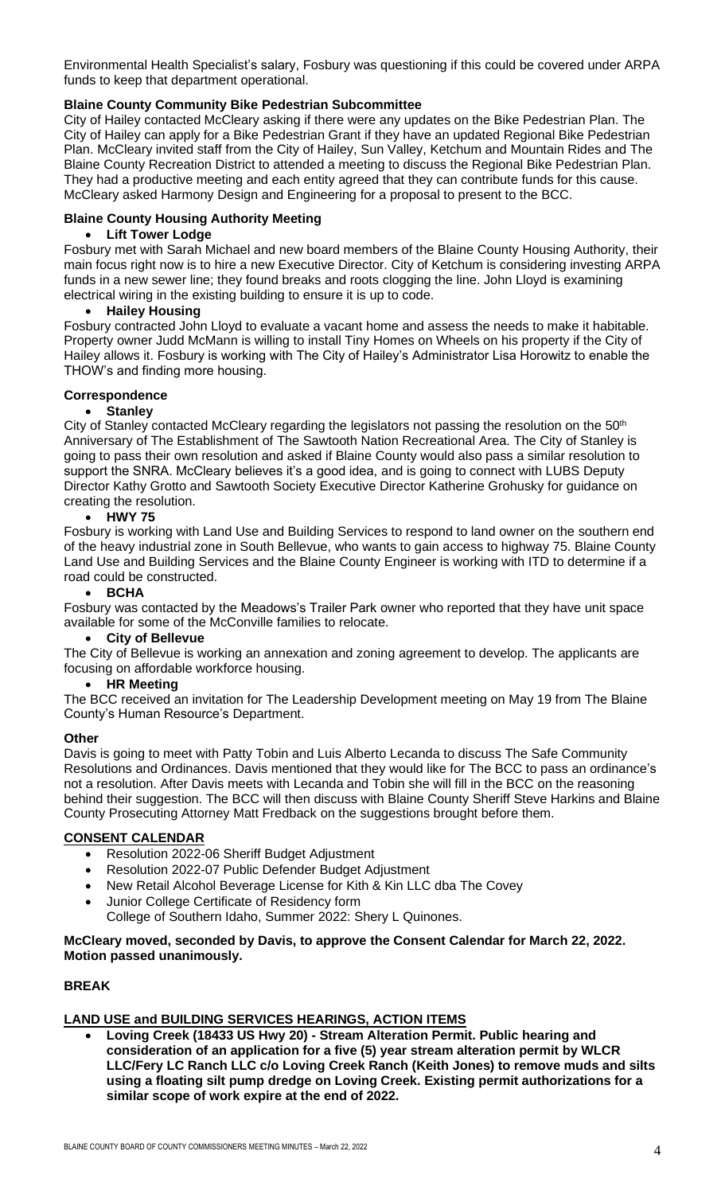Environmental Health Specialist's salary, Fosbury was questioning if this could be covered under ARPA funds to keep that department operational.

**Blaine County Community Bike Pedestrian Subcommittee**

City of Hailey contacted McCleary asking if there were any updates on the Bike Pedestrian Plan. The City of Hailey can apply for a Bike Pedestrian Grant if they have an updated Regional Bike Pedestrian Plan. McCleary invited staff from the City of Hailey, Sun Valley, Ketchum and Mountain Rides and The Blaine County Recreation District to attended a meeting to discuss the Regional Bike Pedestrian Plan. They had a productive meeting and each entity agreed that they can contribute funds for this cause. McCleary asked Harmony Design and Engineering for a proposal to present to the BCC.

**Blaine County Housing Authority Meeting**

- **Lift Tower Lodge**

Fosbury met with Sarah Michael and new board members of the Blaine County Housing Authority, their main focus right now is to hire a new Executive Director. City of Ketchum is considering investing ARPA funds in a new sewer line; they found breaks and roots clogging the line. John Lloyd is examining electrical wiring in the existing building to ensure it is up to code.

- **Hailey Housing**

Fosbury contracted John Lloyd to evaluate a vacant home and assess the needs to make it habitable. Property owner Judd McMann is willing to install Tiny Homes on Wheels on his property if the City of Hailey allows it. Fosbury is working with The City of Hailey's Administrator Lisa Horowitz to enable the THOW's and finding more housing.

**Correspondence**

- **Stanley**

City of Stanley contacted McCleary regarding the legislators not passing the resolution on the 50th Anniversary of The Establishment of The Sawtooth Nation Recreational Area. The City of Stanley is going to pass their own resolution and asked if Blaine County would also pass a similar resolution to support the SNRA. McCleary believes it's a good idea, and is going to connect with LUBS Deputy Director Kathy Grotto and Sawtooth Society Executive Director Katherine Grohusky for guidance on creating the resolution.

- **HWY 75**

Fosbury is working with Land Use and Building Services to respond to land owner on the southern end of the heavy industrial zone in South Bellevue, who wants to gain access to highway 75. Blaine County Land Use and Building Services and the Blaine County Engineer is working with ITD to determine if a road could be constructed.

- **BCHA**

Fosbury was contacted by the Meadows's Trailer Park owner who reported that they have unit space available for some of the McConville families to relocate.

- **City of Bellevue**

The City of Bellevue is working an annexation and zoning agreement to develop. The applicants are focusing on affordable workforce housing.

- **HR Meeting**

The BCC received an invitation for The Leadership Development meeting on May 19 from The Blaine County's Human Resource's Department.

**Other**

Davis is going to meet with Patty Tobin and Luis Alberto Lecanda to discuss The Safe Community Resolutions and Ordinances. Davis mentioned that they would like for The BCC to pass an ordinance's not a resolution. After Davis meets with Lecanda and Tobin she will fill in the BCC on the reasoning behind their suggestion. The BCC will then discuss with Blaine County Sheriff Steve Harkins and Blaine County Prosecuting Attorney Matt Fredback on the suggestions brought before them.

**CONSENT CALENDAR**

- Resolution 2022-06 Sheriff Budget Adjustment
- Resolution 2022-07 Public Defender Budget Adjustment
- New Retail Alcohol Beverage License for Kith & Kin LLC dba The Covey
- Junior College Certificate of Residency form
  College of Southern Idaho, Summer 2022: Shery L Quinones.

**McCleary moved, seconded by Davis, to approve the Consent Calendar for March 22, 2022. Motion passed unanimously.**

**BREAK**

**LAND USE and BUILDING SERVICES HEARINGS, ACTION ITEMS**

- **Loving Creek (18433 US Hwy 20) - Stream Alteration Permit. Public hearing and consideration of an application for a five (5) year stream alteration permit by WLCR LLC/Fery LC Ranch LLC c/o Loving Creek Ranch (Keith Jones) to remove muds and silts using a floating silt pump dredge on Loving Creek. Existing permit authorizations for a similar scope of work expire at the end of 2022.**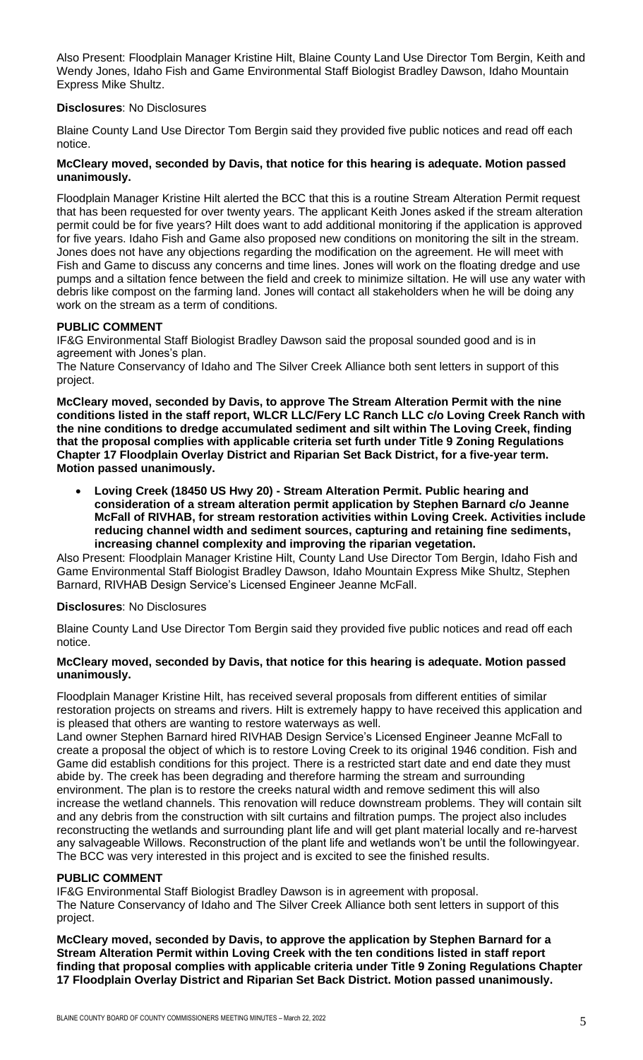Also Present: Floodplain Manager Kristine Hilt, Blaine County Land Use Director Tom Bergin, Keith and Wendy Jones, Idaho Fish and Game Environmental Staff Biologist Bradley Dawson, Idaho Mountain Express Mike Shultz.

**Disclosures**: No Disclosures

Blaine County Land Use Director Tom Bergin said they provided five public notices and read off each notice.

**McCleary moved, seconded by Davis, that notice for this hearing is adequate. Motion passed unanimously.**

Floodplain Manager Kristine Hilt alerted the BCC that this is a routine Stream Alteration Permit request that has been requested for over twenty years. The applicant Keith Jones asked if the stream alteration permit could be for five years? Hilt does want to add additional monitoring if the application is approved for five years. Idaho Fish and Game also proposed new conditions on monitoring the silt in the stream. Jones does not have any objections regarding the modification on the agreement. He will meet with Fish and Game to discuss any concerns and time lines. Jones will work on the floating dredge and use pumps and a siltation fence between the field and creek to minimize siltation. He will use any water with debris like compost on the farming land. Jones will contact all stakeholders when he will be doing any work on the stream as a term of conditions.

**PUBLIC COMMENT**

IF&G Environmental Staff Biologist Bradley Dawson said the proposal sounded good and is in agreement with Jones's plan.

The Nature Conservancy of Idaho and The Silver Creek Alliance both sent letters in support of this project.

**McCleary moved, seconded by Davis, to approve The Stream Alteration Permit with the nine conditions listed in the staff report, WLCR LLC/Fery LC Ranch LLC c/o Loving Creek Ranch with the nine conditions to dredge accumulated sediment and silt within The Loving Creek, finding that the proposal complies with applicable criteria set furth under Title 9 Zoning Regulations Chapter 17 Floodplain Overlay District and Riparian Set Back District, for a five-year term. Motion passed unanimously.**

- **Loving Creek (18450 US Hwy 20) - Stream Alteration Permit. Public hearing and consideration of a stream alteration permit application by Stephen Barnard c/o Jeanne McFall of RIVHAB, for stream restoration activities within Loving Creek. Activities include reducing channel width and sediment sources, capturing and retaining fine sediments, increasing channel complexity and improving the riparian vegetation.**

Also Present: Floodplain Manager Kristine Hilt, County Land Use Director Tom Bergin, Idaho Fish and Game Environmental Staff Biologist Bradley Dawson, Idaho Mountain Express Mike Shultz, Stephen Barnard, RIVHAB Design Service's Licensed Engineer Jeanne McFall.

**Disclosures**: No Disclosures

Blaine County Land Use Director Tom Bergin said they provided five public notices and read off each notice.

**McCleary moved, seconded by Davis, that notice for this hearing is adequate. Motion passed unanimously.**

Floodplain Manager Kristine Hilt, has received several proposals from different entities of similar restoration projects on streams and rivers. Hilt is extremely happy to have received this application and is pleased that others are wanting to restore waterways as well.

Land owner Stephen Barnard hired RIVHAB Design Service's Licensed Engineer Jeanne McFall to create a proposal the object of which is to restore Loving Creek to its original 1946 condition. Fish and Game did establish conditions for this project. There is a restricted start date and end date they must abide by. The creek has been degrading and therefore harming the stream and surrounding environment. The plan is to restore the creeks natural width and remove sediment this will also increase the wetland channels. This renovation will reduce downstream problems. They will contain silt and any debris from the construction with silt curtains and filtration pumps. The project also includes reconstructing the wetlands and surrounding plant life and will get plant material locally and re-harvest any salvageable Willows. Reconstruction of the plant life and wetlands won't be until the followingyear. The BCC was very interested in this project and is excited to see the finished results.

**PUBLIC COMMENT**

IF&G Environmental Staff Biologist Bradley Dawson is in agreement with proposal.

The Nature Conservancy of Idaho and The Silver Creek Alliance both sent letters in support of this project.

**McCleary moved, seconded by Davis, to approve the application by Stephen Barnard for a Stream Alteration Permit within Loving Creek with the ten conditions listed in staff report finding that proposal complies with applicable criteria under Title 9 Zoning Regulations Chapter 17 Floodplain Overlay District and Riparian Set Back District. Motion passed unanimously.**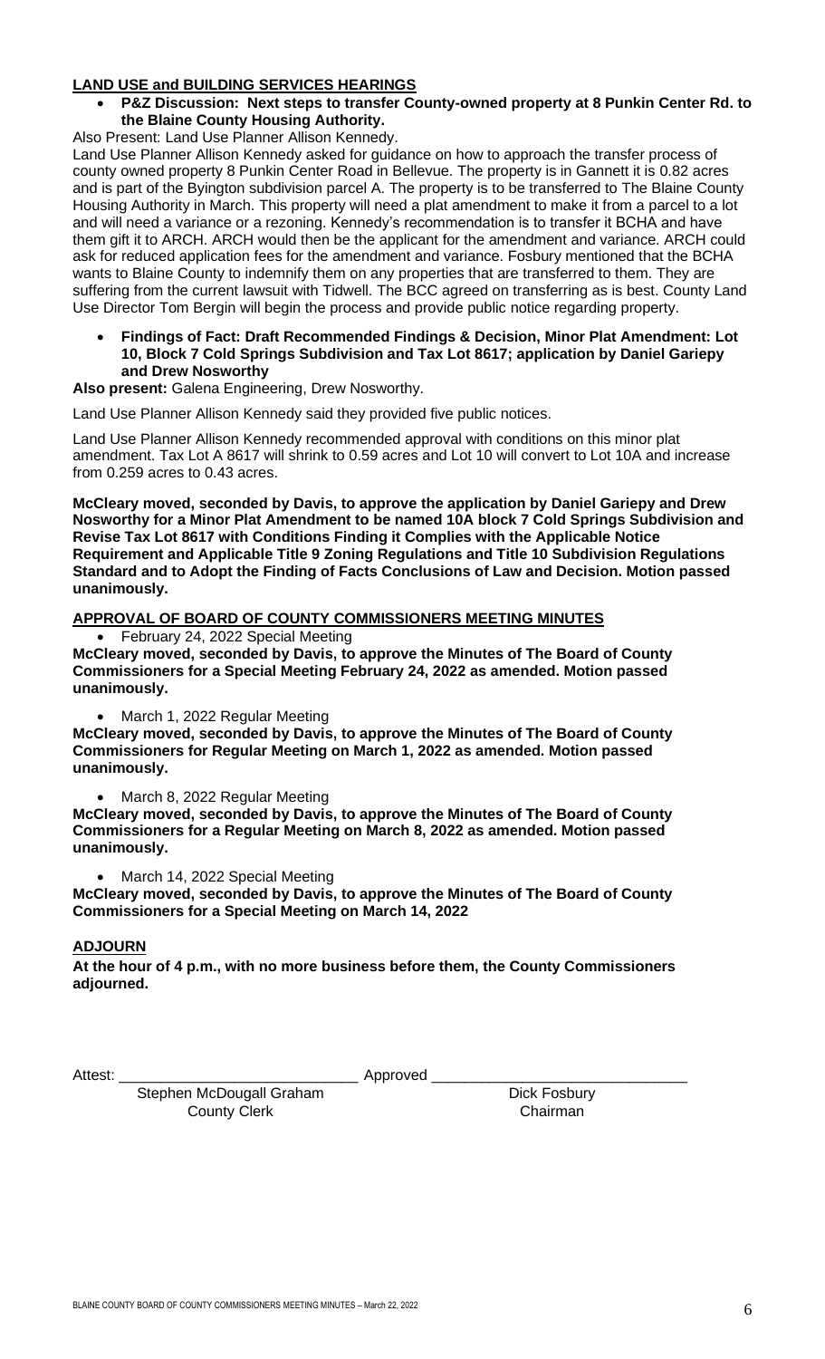**LAND USE and BUILDING SERVICES HEARINGS**

- **P&Z Discussion: Next steps to transfer County-owned property at 8 Punkin Center Rd. to the Blaine County Housing Authority.**

Also Present: Land Use Planner Allison Kennedy.

Land Use Planner Allison Kennedy asked for guidance on how to approach the transfer process of county owned property 8 Punkin Center Road in Bellevue. The property is in Gannett it is 0.82 acres and is part of the Byington subdivision parcel A. The property is to be transferred to The Blaine County Housing Authority in March. This property will need a plat amendment to make it from a parcel to a lot and will need a variance or a rezoning. Kennedy's recommendation is to transfer it BCHA and have them gift it to ARCH. ARCH would then be the applicant for the amendment and variance. ARCH could ask for reduced application fees for the amendment and variance. Fosbury mentioned that the BCHA wants to Blaine County to indemnify them on any properties that are transferred to them. They are suffering from the current lawsuit with Tidwell. The BCC agreed on transferring as is best. County Land Use Director Tom Bergin will begin the process and provide public notice regarding property.

- **Findings of Fact: Draft Recommended Findings & Decision, Minor Plat Amendment: Lot 10, Block 7 Cold Springs Subdivision and Tax Lot 8617; application by Daniel Gariepy and Drew Nosworthy**

**Also present:** Galena Engineering, Drew Nosworthy.

Land Use Planner Allison Kennedy said they provided five public notices.

Land Use Planner Allison Kennedy recommended approval with conditions on this minor plat amendment. Tax Lot A 8617 will shrink to 0.59 acres and Lot 10 will convert to Lot 10A and increase from 0.259 acres to 0.43 acres.

**McCleary moved, seconded by Davis, to approve the application by Daniel Gariepy and Drew Nosworthy for a Minor Plat Amendment to be named 10A block 7 Cold Springs Subdivision and Revise Tax Lot 8617 with Conditions Finding it Complies with the Applicable Notice Requirement and Applicable Title 9 Zoning Regulations and Title 10 Subdivision Regulations Standard and to Adopt the Finding of Facts Conclusions of Law and Decision. Motion passed unanimously.**

**APPROVAL OF BOARD OF COUNTY COMMISSIONERS MEETING MINUTES**

- February 24, 2022 Special Meeting

**McCleary moved, seconded by Davis, to approve the Minutes of The Board of County Commissioners for a Special Meeting February 24, 2022 as amended. Motion passed unanimously.**

- March 1, 2022 Regular Meeting

**McCleary moved, seconded by Davis, to approve the Minutes of The Board of County Commissioners for Regular Meeting on March 1, 2022 as amended. Motion passed unanimously.**

- March 8, 2022 Regular Meeting

**McCleary moved, seconded by Davis, to approve the Minutes of The Board of County Commissioners for a Regular Meeting on March 8, 2022 as amended. Motion passed unanimously.**

- March 14, 2022 Special Meeting

**McCleary moved, seconded by Davis, to approve the Minutes of The Board of County Commissioners for a Special Meeting on March 14, 2022**

**ADJOURN**

**At the hour of 4 p.m., with no more business before them, the County Commissioners adjourned.**

Attest: ____________________________ Approved ______________________________

Stephen McDougall Graham
County Clerk

Dick Fosbury
Chairman